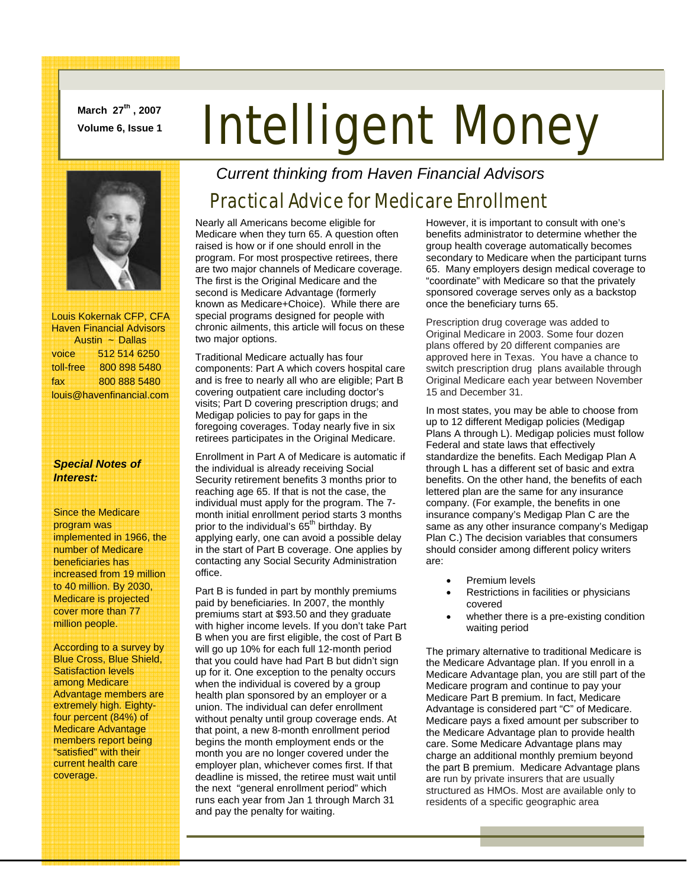March 27th, 2007
Volume 6, Issue 1

# Intelligent Money

*Current thinking from Haven Financial Advisors*

Louis Kokernak CFP, CFA
Haven Financial Advisors
Austin ~ Dallas

| | |
|---|---|
| voice | 512 514 6250 |
| toll-free | 800 898 5480 |
| fax | 800 888 5480 |

louis@havenfinancial.com

***Special Notes of Interest:***

Since the Medicare program was implemented in 1966, the number of Medicare beneficiaries has increased from 19 million to 40 million. By 2030, Medicare is projected cover more than 77 million people.

According to a survey by Blue Cross, Blue Shield, Satisfaction levels among Medicare Advantage members are extremely high. Eighty-four percent (84%) of Medicare Advantage members report being "satisfied" with their current health care coverage.

## Practical Advice for Medicare Enrollment

Nearly all Americans become eligible for Medicare when they turn 65. A question often raised is how or if one should enroll in the program. For most prospective retirees, there are two major channels of Medicare coverage. The first is the Original Medicare and the second is Medicare Advantage (formerly known as Medicare+Choice). While there are special programs designed for people with chronic ailments, this article will focus on these two major options.

Traditional Medicare actually has four components: Part A which covers hospital care and is free to nearly all who are eligible; Part B covering outpatient care including doctor's visits; Part D covering prescription drugs; and Medigap policies to pay for gaps in the foregoing coverages. Today nearly five in six retirees participates in the Original Medicare.

Enrollment in Part A of Medicare is automatic if the individual is already receiving Social Security retirement benefits 3 months prior to reaching age 65. If that is not the case, the individual must apply for the program. The 7-month initial enrollment period starts 3 months prior to the individual's 65th birthday. By applying early, one can avoid a possible delay in the start of Part B coverage. One applies by contacting any Social Security Administration office.

Part B is funded in part by monthly premiums paid by beneficiaries. In 2007, the monthly premiums start at $93.50 and they graduate with higher income levels. If you don't take Part B when you are first eligible, the cost of Part B will go up 10% for each full 12-month period that you could have had Part B but didn't sign up for it. One exception to the penalty occurs when the individual is covered by a group health plan sponsored by an employer or a union. The individual can defer enrollment without penalty until group coverage ends. At that point, a new 8-month enrollment period begins the month employment ends or the month you are no longer covered under the employer plan, whichever comes first. If that deadline is missed, the retiree must wait until the next "general enrollment period" which runs each year from Jan 1 through March 31 and pay the penalty for waiting.

However, it is important to consult with one's benefits administrator to determine whether the group health coverage automatically becomes secondary to Medicare when the participant turns 65. Many employers design medical coverage to "coordinate" with Medicare so that the privately sponsored coverage serves only as a backstop once the beneficiary turns 65.

Prescription drug coverage was added to Original Medicare in 2003. Some four dozen plans offered by 20 different companies are approved here in Texas. You have a chance to switch prescription drug plans available through Original Medicare each year between November 15 and December 31.

In most states, you may be able to choose from up to 12 different Medigap policies (Medigap Plans A through L). Medigap policies must follow Federal and state laws that effectively standardize the benefits. Each Medigap Plan A through L has a different set of basic and extra benefits. On the other hand, the benefits of each lettered plan are the same for any insurance company. (For example, the benefits in one insurance company's Medigap Plan C are the same as any other insurance company's Medigap Plan C.) The decision variables that consumers should consider among different policy writers are:

- Premium levels
- Restrictions in facilities or physicians covered
- whether there is a pre-existing condition waiting period

The primary alternative to traditional Medicare is the Medicare Advantage plan. If you enroll in a Medicare Advantage plan, you are still part of the Medicare program and continue to pay your Medicare Part B premium. In fact, Medicare Advantage is considered part "C" of Medicare. Medicare pays a fixed amount per subscriber to the Medicare Advantage plan to provide health care. Some Medicare Advantage plans may charge an additional monthly premium beyond the part B premium. Medicare Advantage plans are run by private insurers that are usually structured as HMOs. Most are available only to residents of a specific geographic area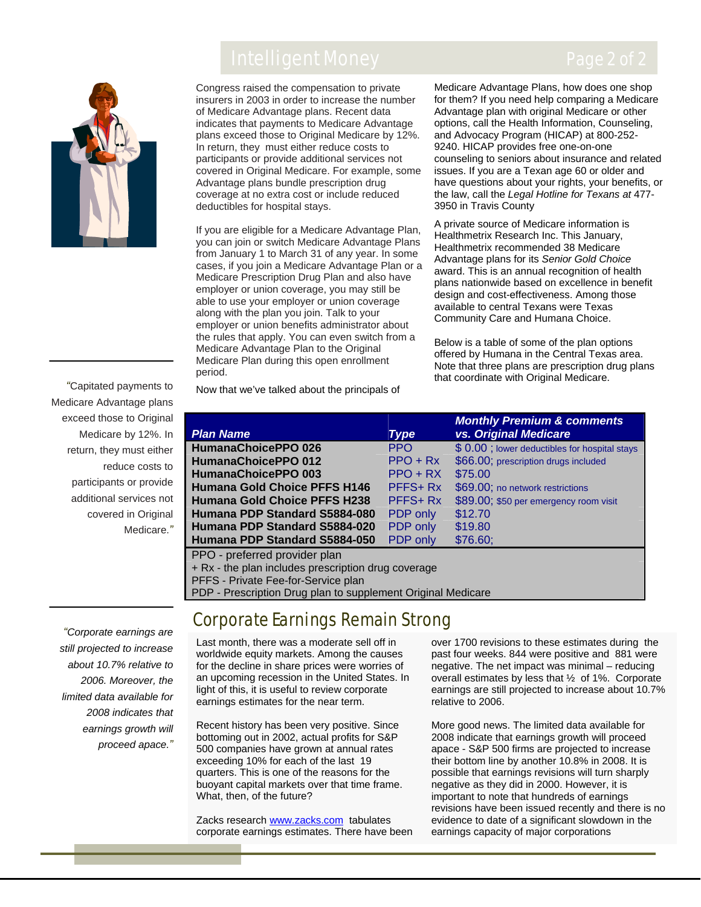Congress raised the compensation to private insurers in 2003 in order to increase the number of Medicare Advantage plans. Recent data indicates that payments to Medicare Advantage plans exceed those to Original Medicare by 12%. In return, they must either reduce costs to participants or provide additional services not covered in Original Medicare. For example, some Advantage plans bundle prescription drug coverage at no extra cost or include reduced deductibles for hospital stays.

If you are eligible for a Medicare Advantage Plan, you can join or switch Medicare Advantage Plans from January 1 to March 31 of any year. In some cases, if you join a Medicare Advantage Plan or a Medicare Prescription Drug Plan and also have employer or union coverage, you may still be able to use your employer or union coverage along with the plan you join. Talk to your employer or union benefits administrator about the rules that apply. You can even switch from a Medicare Advantage Plan to the Original Medicare Plan during this open enrollment period.

Now that we've talked about the principals of Medicare Advantage Plans, how does one shop for them? If you need help comparing a Medicare Advantage plan with original Medicare or other options, call the Health Information, Counseling, and Advocacy Program (HICAP) at 800-252-9240. HICAP provides free one-on-one counseling to seniors about insurance and related issues. If you are a Texan age 60 or older and have questions about your rights, your benefits, or the law, call the *Legal Hotline for Texans at* 477-3950 in Travis County

A private source of Medicare information is Healthmetrix Research Inc. This January, Healthmetrix recommended 38 Medicare Advantage plans for its *Senior Gold Choice* award. This is an annual recognition of health plans nationwide based on excellence in benefit design and cost-effectiveness. Among those available to central Texans were Texas Community Care and Humana Choice.

Below is a table of some of the plan options offered by Humana in the Central Texas area. Note that three plans are prescription drug plans that coordinate with Original Medicare.

*"Capitated payments to Medicare Advantage plans exceed those to Original Medicare by 12%. In return, they must either reduce costs to participants or provide additional services not covered in Original Medicare."*

| ***Plan Name*** | ***Type*** | ***Monthly Premium & comments vs. Original Medicare*** |
|---|---|---|
| **HumanaChoicePPO 026** | PPO | $ 0.00 ; lower deductibles for hospital stays |
| **HumanaChoicePPO 012** | PPO + Rx | $66.00; prescription drugs included |
| **HumanaChoicePPO 003** | PPO + RX | $75.00 |
| **Humana Gold Choice PFFS H146** | PFFS+ Rx | $69.00; no network restrictions |
| **Humana Gold Choice PFFS H238** | PFFS+ Rx | $89.00; $50 per emergency room visit |
| **Humana PDP Standard S5884-080** | PDP only | $12.70 |
| **Humana PDP Standard S5884-020** | PDP only | $19.80 |
| **Humana PDP Standard S5884-050** | PDP only | $76.60; |

PPO - preferred provider plan
+ Rx - the plan includes prescription drug coverage
PFFS - Private Fee-for-Service plan
PDP - Prescription Drug plan to supplement Original Medicare

## Corporate Earnings Remain Strong

*"Corporate earnings are still projected to increase about 10.7% relative to 2006. Moreover, the limited data available for 2008 indicates that earnings growth will proceed apace."*

Last month, there was a moderate sell off in worldwide equity markets. Among the causes for the decline in share prices were worries of an upcoming recession in the United States. In light of this, it is useful to review corporate earnings estimates for the near term.

Recent history has been very positive. Since bottoming out in 2002, actual profits for S&P 500 companies have grown at annual rates exceeding 10% for each of the last 19 quarters. This is one of the reasons for the buoyant capital markets over that time frame. What, then, of the future?

Zacks research www.zacks.com tabulates corporate earnings estimates. There have been over 1700 revisions to these estimates during the past four weeks. 844 were positive and 881 were negative. The net impact was minimal – reducing overall estimates by less that ½ of 1%. Corporate earnings are still projected to increase about 10.7% relative to 2006.

More good news. The limited data available for 2008 indicate that earnings growth will proceed apace - S&P 500 firms are projected to increase their bottom line by another 10.8% in 2008. It is possible that earnings revisions will turn sharply negative as they did in 2000. However, it is important to note that hundreds of earnings revisions have been issued recently and there is no evidence to date of a significant slowdown in the earnings capacity of major corporations